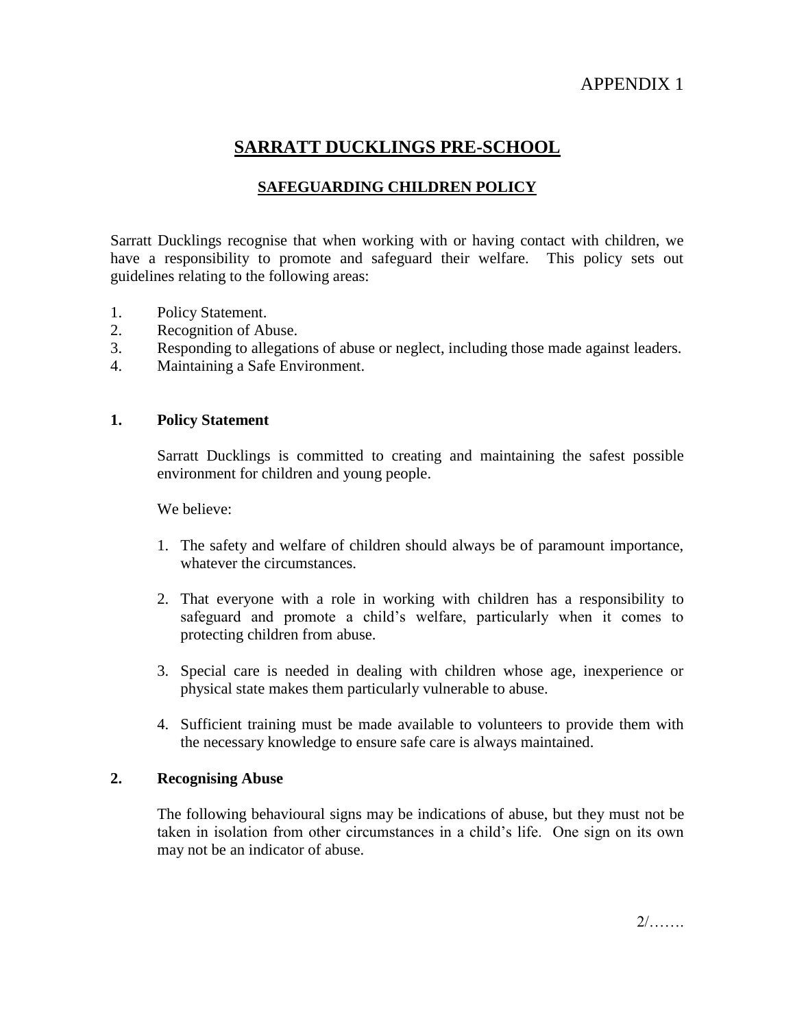APPENDIX 1

# SARRATT DUCKLINGS PRE-SCHOOL

## SAFEGUARDING CHILDREN POLICY

Sarratt Ducklings recognise that when working with or having contact with children, we have a responsibility to promote and safeguard their welfare. This policy sets out guidelines relating to the following areas:

1. Policy Statement.
2. Recognition of Abuse.
3. Responding to allegations of abuse or neglect, including those made against leaders.
4. Maintaining a Safe Environment.

### 1. Policy Statement

Sarratt Ducklings is committed to creating and maintaining the safest possible environment for children and young people.

We believe:

1. The safety and welfare of children should always be of paramount importance, whatever the circumstances.
2. That everyone with a role in working with children has a responsibility to safeguard and promote a child's welfare, particularly when it comes to protecting children from abuse.
3. Special care is needed in dealing with children whose age, inexperience or physical state makes them particularly vulnerable to abuse.
4. Sufficient training must be made available to volunteers to provide them with the necessary knowledge to ensure safe care is always maintained.

### 2. Recognising Abuse

The following behavioural signs may be indications of abuse, but they must not be taken in isolation from other circumstances in a child's life. One sign on its own may not be an indicator of abuse.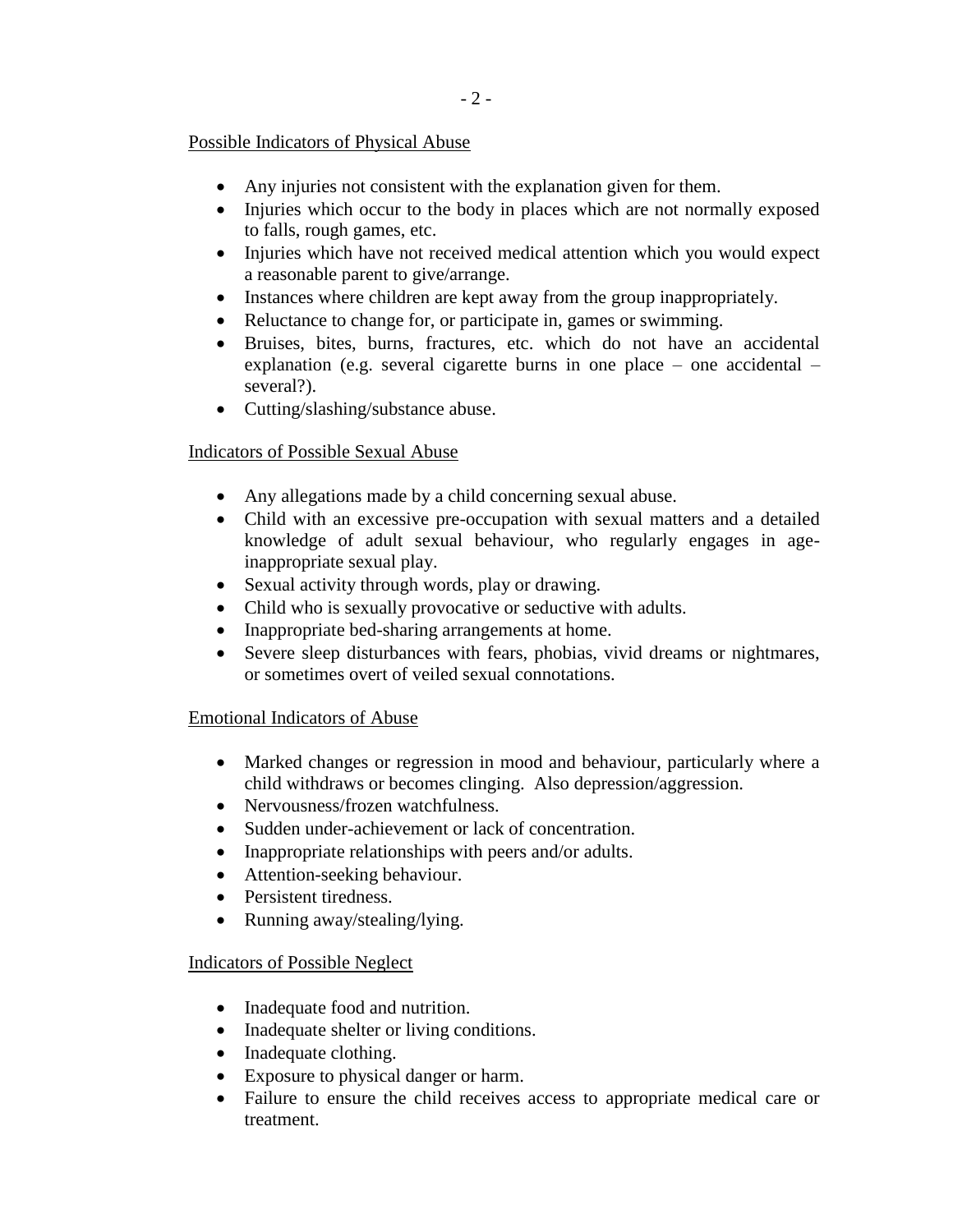Possible Indicators of Physical Abuse

- Any injuries not consistent with the explanation given for them.
- Injuries which occur to the body in places which are not normally exposed to falls, rough games, etc.
- Injuries which have not received medical attention which you would expect a reasonable parent to give/arrange.
- Instances where children are kept away from the group inappropriately.
- Reluctance to change for, or participate in, games or swimming.
- Bruises, bites, burns, fractures, etc. which do not have an accidental explanation (e.g. several cigarette burns in one place – one accidental – several?).
- Cutting/slashing/substance abuse.

Indicators of Possible Sexual Abuse

- Any allegations made by a child concerning sexual abuse.
- Child with an excessive pre-occupation with sexual matters and a detailed knowledge of adult sexual behaviour, who regularly engages in age-inappropriate sexual play.
- Sexual activity through words, play or drawing.
- Child who is sexually provocative or seductive with adults.
- Inappropriate bed-sharing arrangements at home.
- Severe sleep disturbances with fears, phobias, vivid dreams or nightmares, or sometimes overt of veiled sexual connotations.

Emotional Indicators of Abuse

- Marked changes or regression in mood and behaviour, particularly where a child withdraws or becomes clinging. Also depression/aggression.
- Nervousness/frozen watchfulness.
- Sudden under-achievement or lack of concentration.
- Inappropriate relationships with peers and/or adults.
- Attention-seeking behaviour.
- Persistent tiredness.
- Running away/stealing/lying.

Indicators of Possible Neglect

- Inadequate food and nutrition.
- Inadequate shelter or living conditions.
- Inadequate clothing.
- Exposure to physical danger or harm.
- Failure to ensure the child receives access to appropriate medical care or treatment.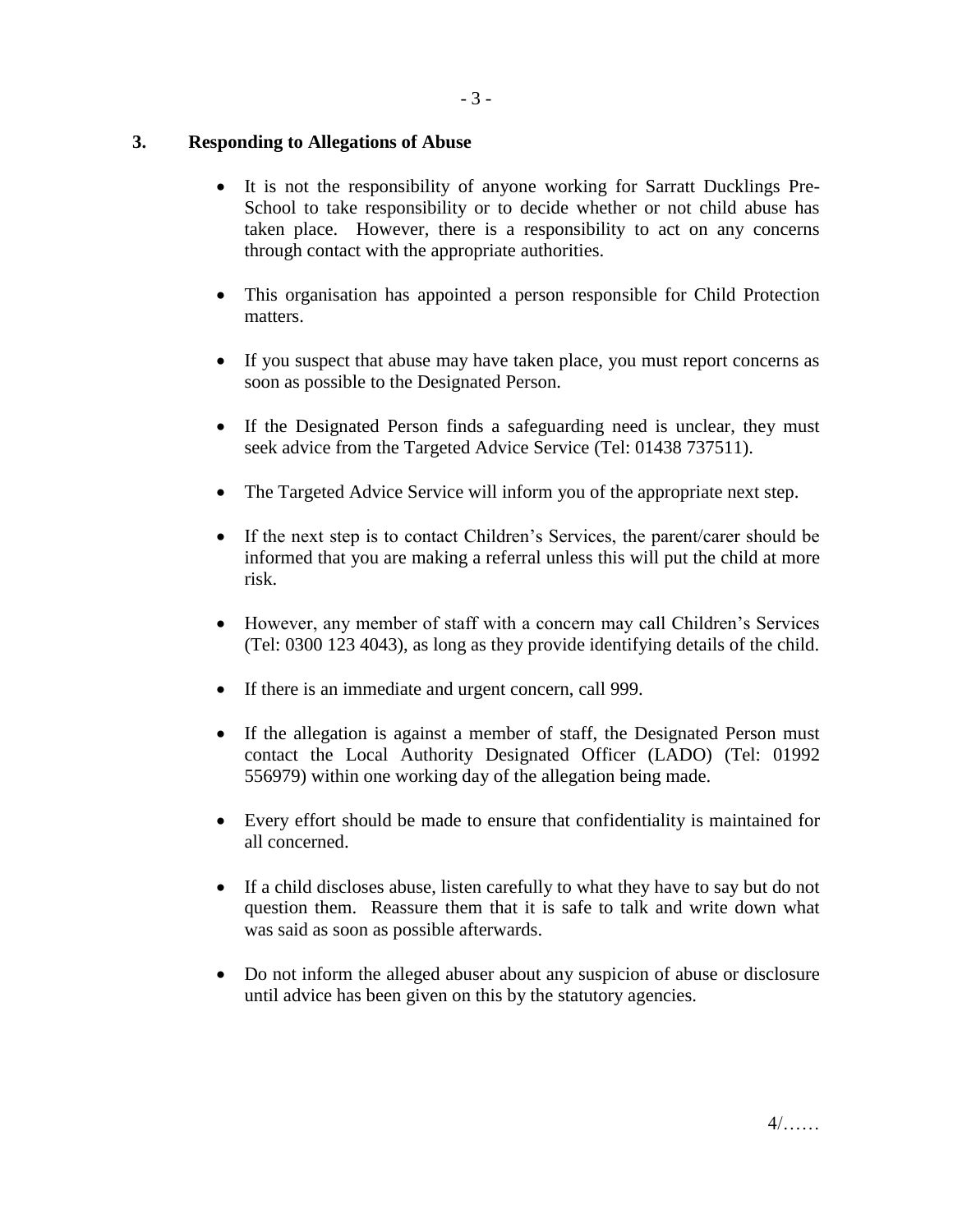## 3. Responding to Allegations of Abuse

- It is not the responsibility of anyone working for Sarratt Ducklings Pre-School to take responsibility or to decide whether or not child abuse has taken place. However, there is a responsibility to act on any concerns through contact with the appropriate authorities.

- This organisation has appointed a person responsible for Child Protection matters.

- If you suspect that abuse may have taken place, you must report concerns as soon as possible to the Designated Person.

- If the Designated Person finds a safeguarding need is unclear, they must seek advice from the Targeted Advice Service (Tel: 01438 737511).

- The Targeted Advice Service will inform you of the appropriate next step.

- If the next step is to contact Children's Services, the parent/carer should be informed that you are making a referral unless this will put the child at more risk.

- However, any member of staff with a concern may call Children's Services (Tel: 0300 123 4043), as long as they provide identifying details of the child.

- If there is an immediate and urgent concern, call 999.

- If the allegation is against a member of staff, the Designated Person must contact the Local Authority Designated Officer (LADO) (Tel: 01992 556979) within one working day of the allegation being made.

- Every effort should be made to ensure that confidentiality is maintained for all concerned.

- If a child discloses abuse, listen carefully to what they have to say but do not question them. Reassure them that it is safe to talk and write down what was said as soon as possible afterwards.

- Do not inform the alleged abuser about any suspicion of abuse or disclosure until advice has been given on this by the statutory agencies.

4/……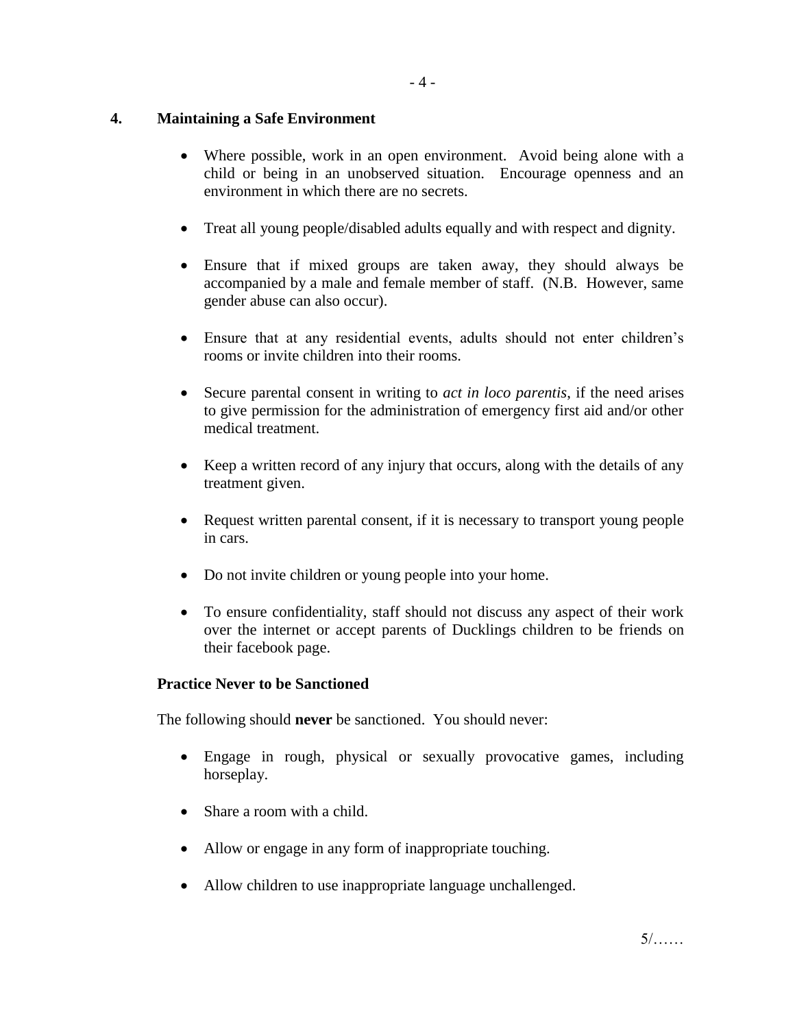## 4. Maintaining a Safe Environment

- Where possible, work in an open environment. Avoid being alone with a child or being in an unobserved situation. Encourage openness and an environment in which there are no secrets.
- Treat all young people/disabled adults equally and with respect and dignity.
- Ensure that if mixed groups are taken away, they should always be accompanied by a male and female member of staff. (N.B. However, same gender abuse can also occur).
- Ensure that at any residential events, adults should not enter children's rooms or invite children into their rooms.
- Secure parental consent in writing to *act in loco parentis*, if the need arises to give permission for the administration of emergency first aid and/or other medical treatment.
- Keep a written record of any injury that occurs, along with the details of any treatment given.
- Request written parental consent, if it is necessary to transport young people in cars.
- Do not invite children or young people into your home.
- To ensure confidentiality, staff should not discuss any aspect of their work over the internet or accept parents of Ducklings children to be friends on their facebook page.

### Practice Never to be Sanctioned

The following should **never** be sanctioned. You should never:

- Engage in rough, physical or sexually provocative games, including horseplay.
- Share a room with a child.
- Allow or engage in any form of inappropriate touching.
- Allow children to use inappropriate language unchallenged.

5/……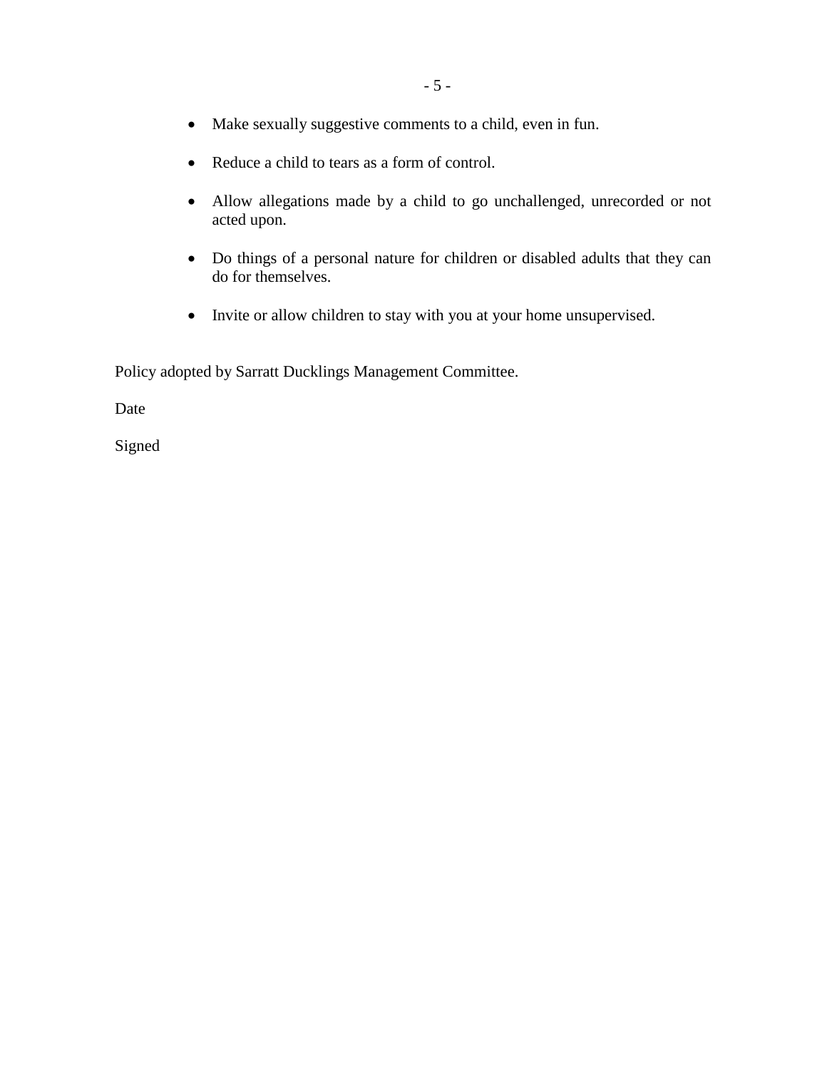- Make sexually suggestive comments to a child, even in fun.
- Reduce a child to tears as a form of control.
- Allow allegations made by a child to go unchallenged, unrecorded or not acted upon.
- Do things of a personal nature for children or disabled adults that they can do for themselves.
- Invite or allow children to stay with you at your home unsupervised.

Policy adopted by Sarratt Ducklings Management Committee.

Date

Signed